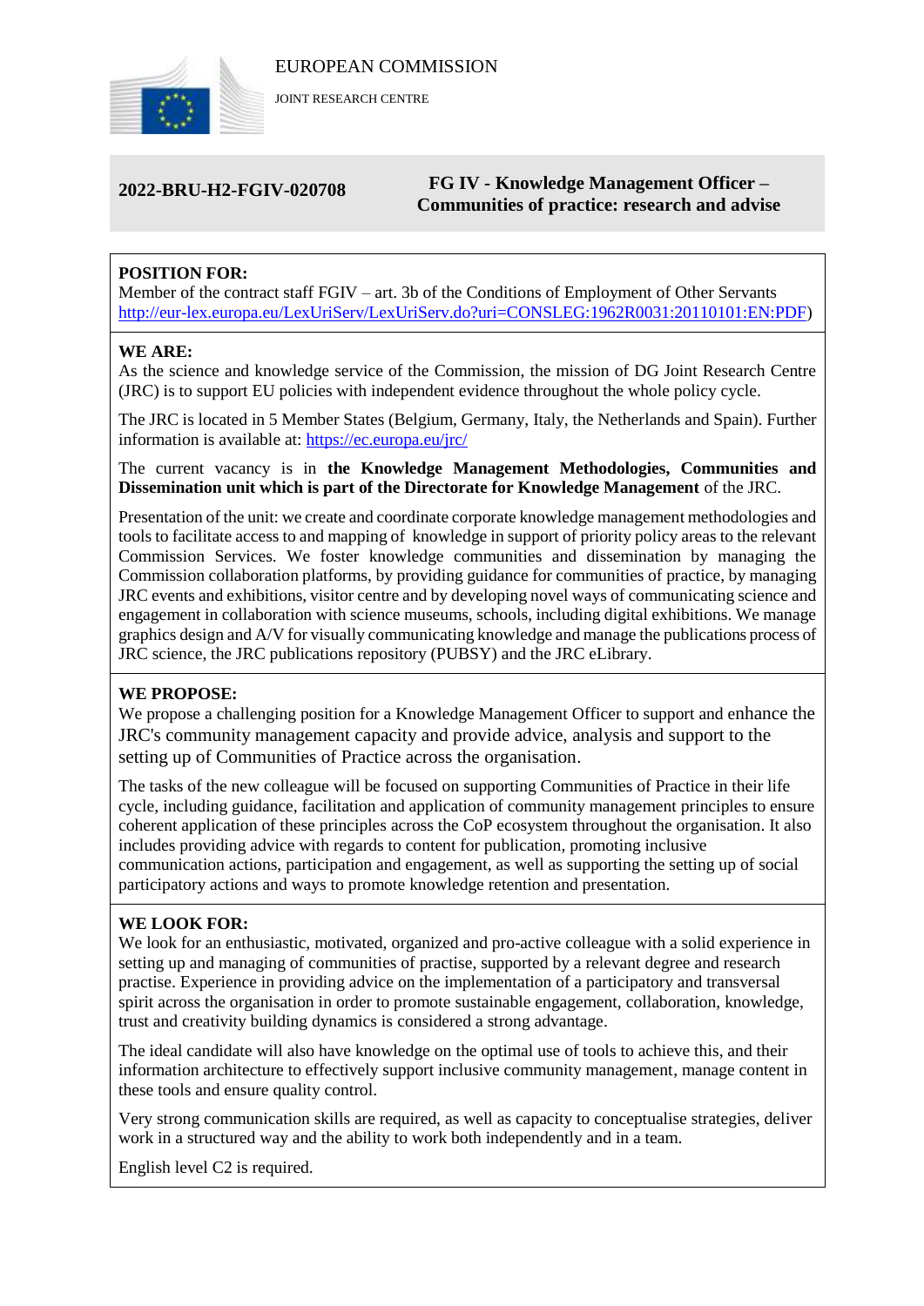EUROPEAN COMMISSION

JOINT RESEARCH CENTRE

**2022-BRU-H2-FGIV-020708**

**FG IV - Knowledge Management Officer – Communities of practice: research and advise**

**POSITION FOR:**

Member of the contract staff FGIV – art. 3b of the Conditions of Employment of Other Servants http://eur-lex.europa.eu/LexUriServ/LexUriServ.do?uri=CONSLEG:1962R0031:20110101:EN:PDF)

**WE ARE:**

As the science and knowledge service of the Commission, the mission of DG Joint Research Centre (JRC) is to support EU policies with independent evidence throughout the whole policy cycle.

The JRC is located in 5 Member States (Belgium, Germany, Italy, the Netherlands and Spain). Further information is available at: https://ec.europa.eu/jrc/

The current vacancy is in **the Knowledge Management Methodologies, Communities and Dissemination unit which is part of the Directorate for Knowledge Management** of the JRC.

Presentation of the unit: we create and coordinate corporate knowledge management methodologies and tools to facilitate access to and mapping of knowledge in support of priority policy areas to the relevant Commission Services. We foster knowledge communities and dissemination by managing the Commission collaboration platforms, by providing guidance for communities of practice, by managing JRC events and exhibitions, visitor centre and by developing novel ways of communicating science and engagement in collaboration with science museums, schools, including digital exhibitions. We manage graphics design and A/V for visually communicating knowledge and manage the publications process of JRC science, the JRC publications repository (PUBSY) and the JRC eLibrary.

**WE PROPOSE:**

We propose a challenging position for a Knowledge Management Officer to support and enhance the JRC's community management capacity and provide advice, analysis and support to the setting up of Communities of Practice across the organisation.

The tasks of the new colleague will be focused on supporting Communities of Practice in their life cycle, including guidance, facilitation and application of community management principles to ensure coherent application of these principles across the CoP ecosystem throughout the organisation. It also includes providing advice with regards to content for publication, promoting inclusive communication actions, participation and engagement, as well as supporting the setting up of social participatory actions and ways to promote knowledge retention and presentation.

**WE LOOK FOR:**

We look for an enthusiastic, motivated, organized and pro-active colleague with a solid experience in setting up and managing of communities of practise, supported by a relevant degree and research practise. Experience in providing advice on the implementation of a participatory and transversal spirit across the organisation in order to promote sustainable engagement, collaboration, knowledge, trust and creativity building dynamics is considered a strong advantage.

The ideal candidate will also have knowledge on the optimal use of tools to achieve this, and their information architecture to effectively support inclusive community management, manage content in these tools and ensure quality control.

Very strong communication skills are required, as well as capacity to conceptualise strategies, deliver work in a structured way and the ability to work both independently and in a team.

English level C2 is required.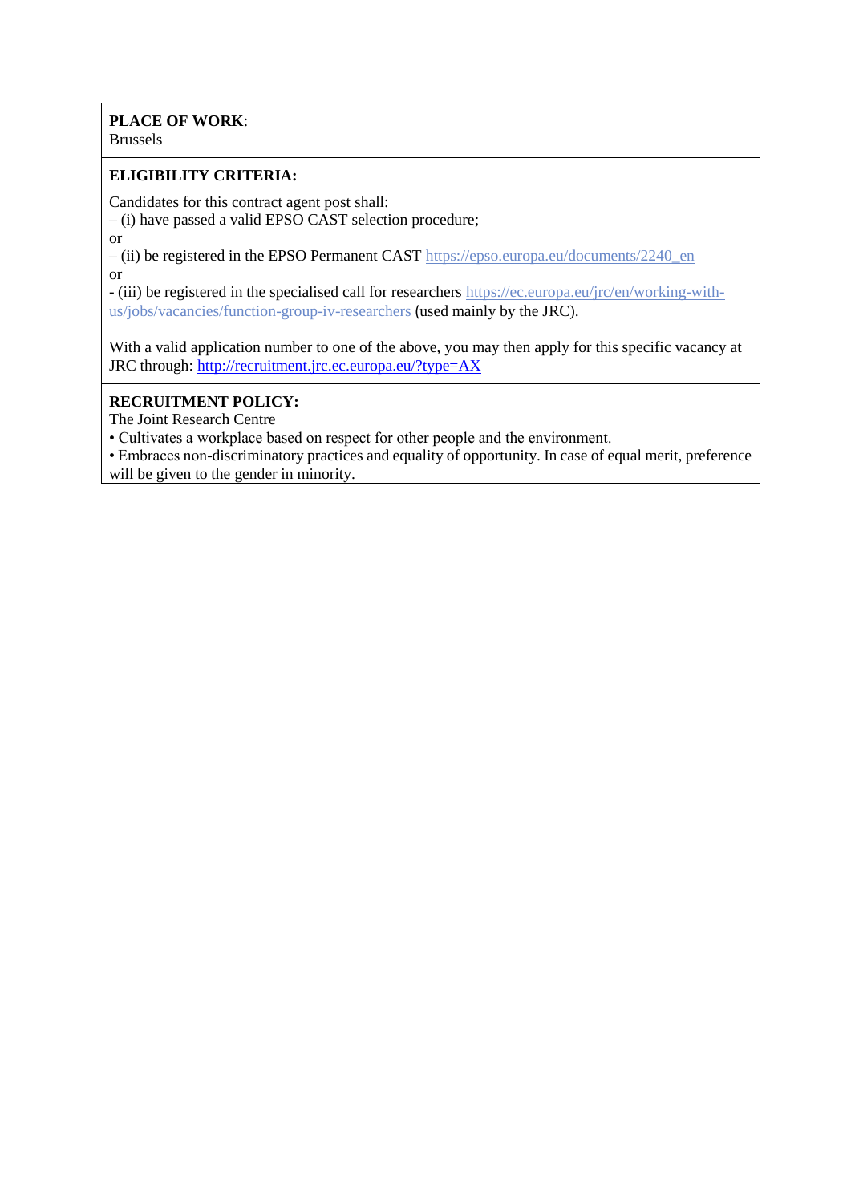**PLACE OF WORK**:
Brussels

**ELIGIBILITY CRITERIA:**

Candidates for this contract agent post shall:
– (i) have passed a valid EPSO CAST selection procedure;
or
– (ii) be registered in the EPSO Permanent CAST https://epso.europa.eu/documents/2240_en
or
- (iii) be registered in the specialised call for researchers https://ec.europa.eu/jrc/en/working-with-us/jobs/vacancies/function-group-iv-researchers (used mainly by the JRC).

With a valid application number to one of the above, you may then apply for this specific vacancy at JRC through: http://recruitment.jrc.ec.europa.eu/?type=AX

**RECRUITMENT POLICY:**
The Joint Research Centre
• Cultivates a workplace based on respect for other people and the environment.
• Embraces non-discriminatory practices and equality of opportunity. In case of equal merit, preference will be given to the gender in minority.